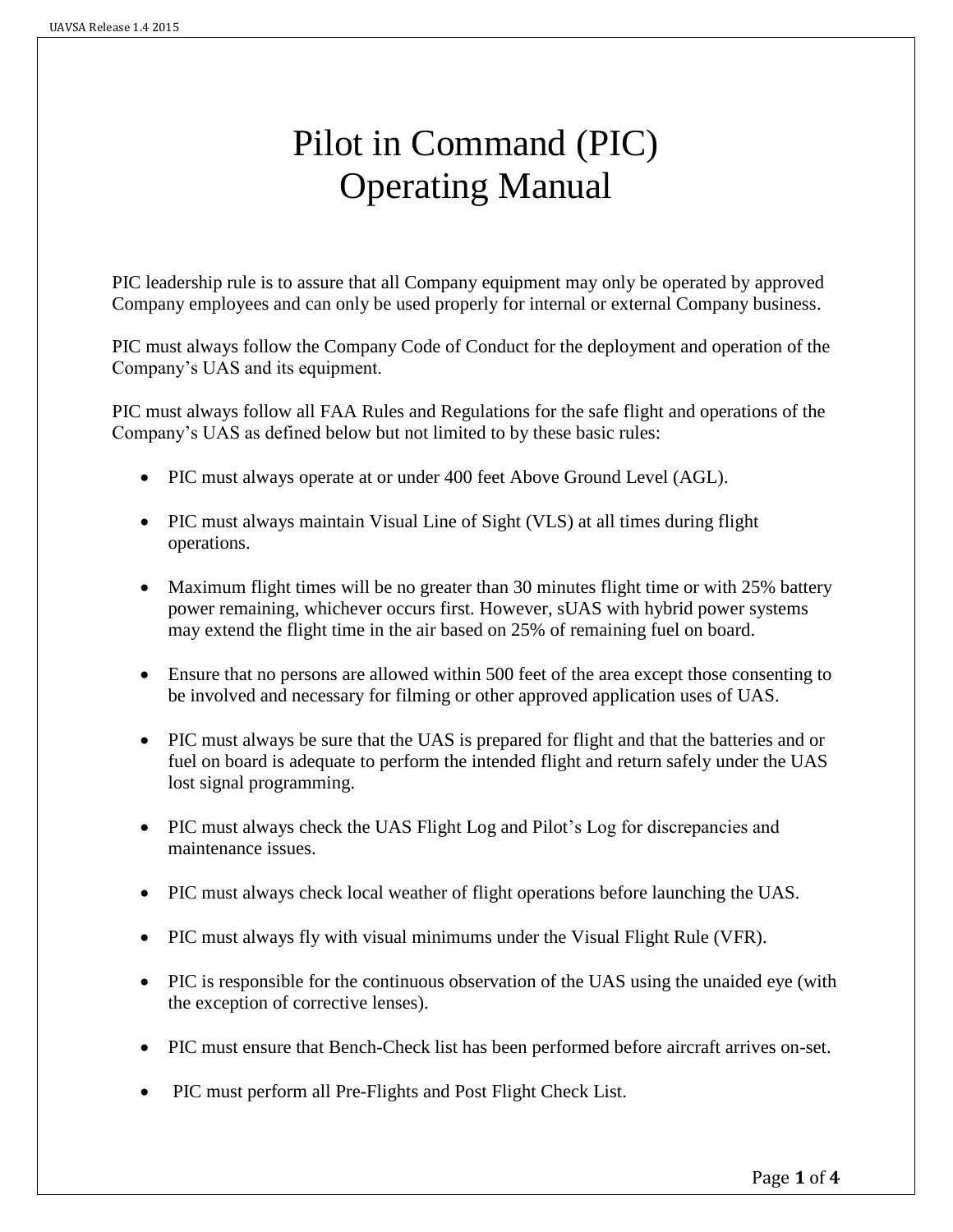# Pilot in Command (PIC) Operating Manual

PIC leadership rule is to assure that all Company equipment may only be operated by approved Company employees and can only be used properly for internal or external Company business.

PIC must always follow the Company Code of Conduct for the deployment and operation of the Company's UAS and its equipment.

PIC must always follow all FAA Rules and Regulations for the safe flight and operations of the Company's UAS as defined below but not limited to by these basic rules:

- PIC must always operate at or under 400 feet Above Ground Level (AGL).
- PIC must always maintain Visual Line of Sight (VLS) at all times during flight operations.
- Maximum flight times will be no greater than 30 minutes flight time or with 25% battery power remaining, whichever occurs first. However, sUAS with hybrid power systems may extend the flight time in the air based on 25% of remaining fuel on board.
- Ensure that no persons are allowed within 500 feet of the area except those consenting to be involved and necessary for filming or other approved application uses of UAS.
- PIC must always be sure that the UAS is prepared for flight and that the batteries and or fuel on board is adequate to perform the intended flight and return safely under the UAS lost signal programming.
- PIC must always check the UAS Flight Log and Pilot's Log for discrepancies and maintenance issues.
- PIC must always check local weather of flight operations before launching the UAS.
- PIC must always fly with visual minimums under the Visual Flight Rule (VFR).
- PIC is responsible for the continuous observation of the UAS using the unaided eye (with the exception of corrective lenses).
- PIC must ensure that Bench-Check list has been performed before aircraft arrives on-set.
- PIC must perform all Pre-Flights and Post Flight Check List.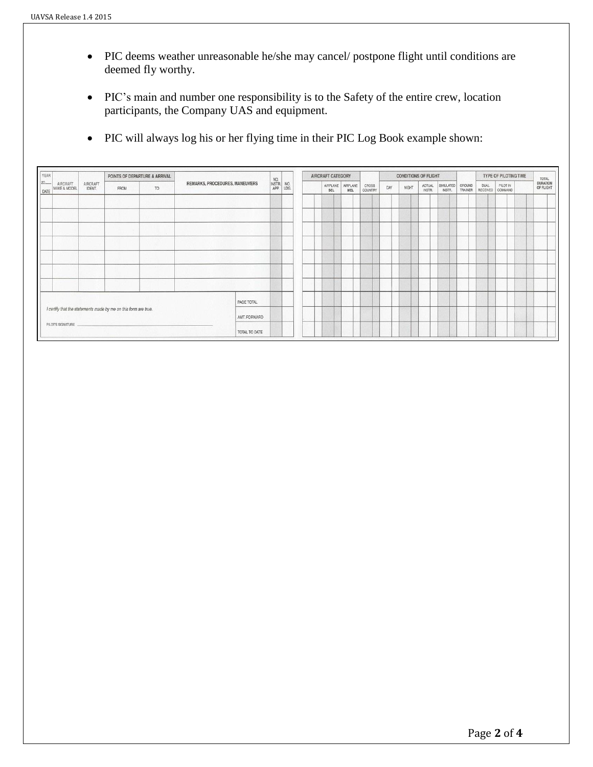- PIC deems weather unreasonable he/she may cancel/ postpone flight until conditions are deemed fly worthy.

- PIC's main and number one responsibility is to the Safety of the entire crew, location participants, the Company UAS and equipment.

- PIC will always log his or her flying time in their PIC Log Book example shown:

| YEAR 20__ DATE | AIRCRAFT MAKE & MODEL | AIRCRAFT IDENT. | POINTS OF DEPARTURE & ARRIVAL | | REMARKS, PROCEDURES, MANEUVERS | NO. INSTR. APP. | NO. LDG. |
|---|---|---|---|---|---|---|---|
| | | | FROM | TO | | | |
| | | | | | | | |
| | | | | | | | |
| | | | | | | | |
| | | | | | | | |
| | | | | | | | |
| | | | | | | | |
| | | | | | | | |
| I certify that the statements made by me on this form are true. | | | | | PAGE TOTAL | | |
| | | | | | AMT. FORWARD | | |
| PILOT'S SIGNATURE | | | | | TOTAL TO DATE | | |

| AIRCRAFT CATEGORY | | | | CONDITIONS OF FLIGHT | | | | | TYPE OF PILOTING TIME | | | TOTAL DURATION OF FLIGHT |
|---|---|---|---|---|---|---|---|---|---|---|---|---|
| | AIRPLANE SEL | AIRPLANE MEL | CROSS COUNTRY | DAY | NIGHT | ACTUAL INSTR. | SIMULATED INSTR. | GROUND TRAINER | DUAL RECEIVED | PILOT IN COMMAND | | |
| | | | | | | | | | | | | |
| | | | | | | | | | | | | |
| | | | | | | | | | | | | |
| | | | | | | | | | | | | |
| | | | | | | | | | | | | |
| | | | | | | | | | | | | |
| | | | | | | | | | | | | |
| | | | | | | | | | | | | |
| | | | | | | | | | | | | |
| | | | | | | | | | | | | |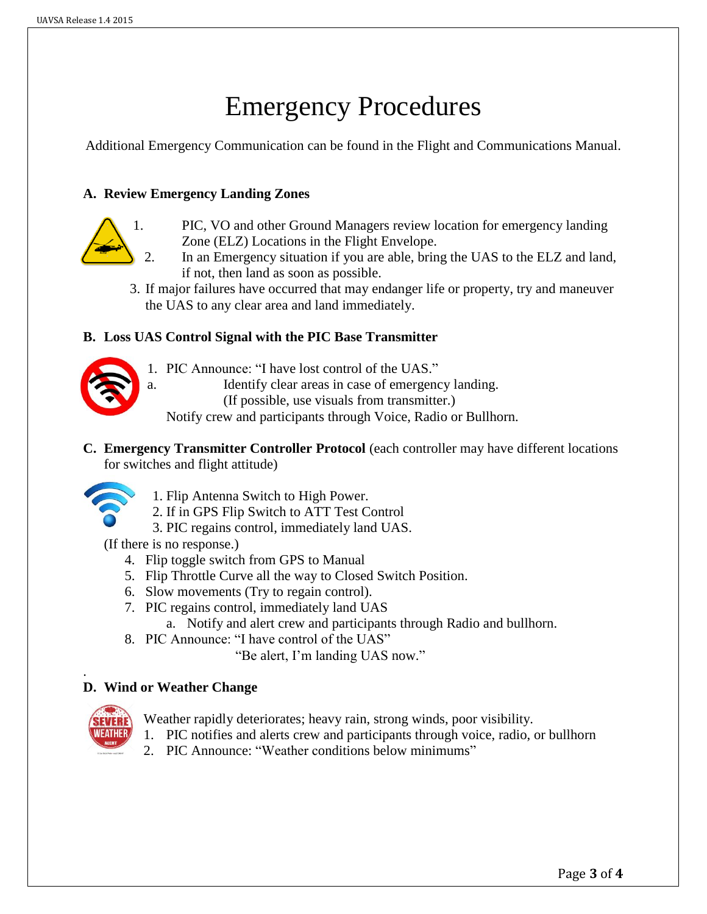# Emergency Procedures

Additional Emergency Communication can be found in the Flight and Communications Manual.

## A. Review Emergency Landing Zones

1. PIC, VO and other Ground Managers review location for emergency landing Zone (ELZ) Locations in the Flight Envelope.
2. In an Emergency situation if you are able, bring the UAS to the ELZ and land, if not, then land as soon as possible.
3. If major failures have occurred that may endanger life or property, try and maneuver the UAS to any clear area and land immediately.

## B. Loss UAS Control Signal with the PIC Base Transmitter

1. PIC Announce: "I have lost control of the UAS."
   a. Identify clear areas in case of emergency landing. (If possible, use visuals from transmitter.)

   Notify crew and participants through Voice, Radio or Bullhorn.

## C. Emergency Transmitter Controller Protocol (each controller may have different locations for switches and flight attitude)

1. Flip Antenna Switch to High Power.
2. If in GPS Flip Switch to ATT Test Control
3. PIC regains control, immediately land UAS.

(If there is no response.)

4. Flip toggle switch from GPS to Manual
5. Flip Throttle Curve all the way to Closed Switch Position.
6. Slow movements (Try to regain control).
7. PIC regains control, immediately land UAS
   a. Notify and alert crew and participants through Radio and bullhorn.
8. PIC Announce: "I have control of the UAS"
   "Be alert, I'm landing UAS now."

## D. Wind or Weather Change

Weather rapidly deteriorates; heavy rain, strong winds, poor visibility.

1. PIC notifies and alerts crew and participants through voice, radio, or bullhorn
2. PIC Announce: "Weather conditions below minimums"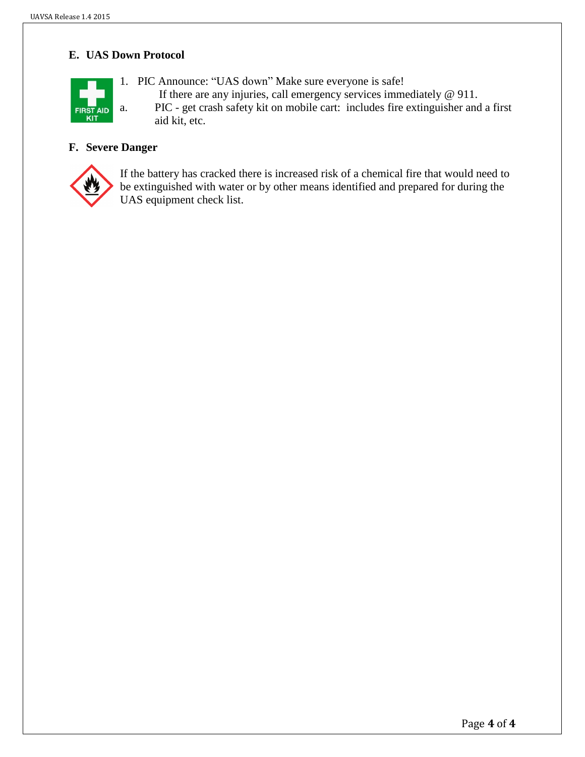## E. UAS Down Protocol

1. PIC Announce: "UAS down" Make sure everyone is safe!

   If there are any injuries, call emergency services immediately @ 911.

   a. PIC - get crash safety kit on mobile cart: includes fire extinguisher and a first aid kit, etc.

## F. Severe Danger

If the battery has cracked there is increased risk of a chemical fire that would need to be extinguished with water or by other means identified and prepared for during the UAS equipment check list.